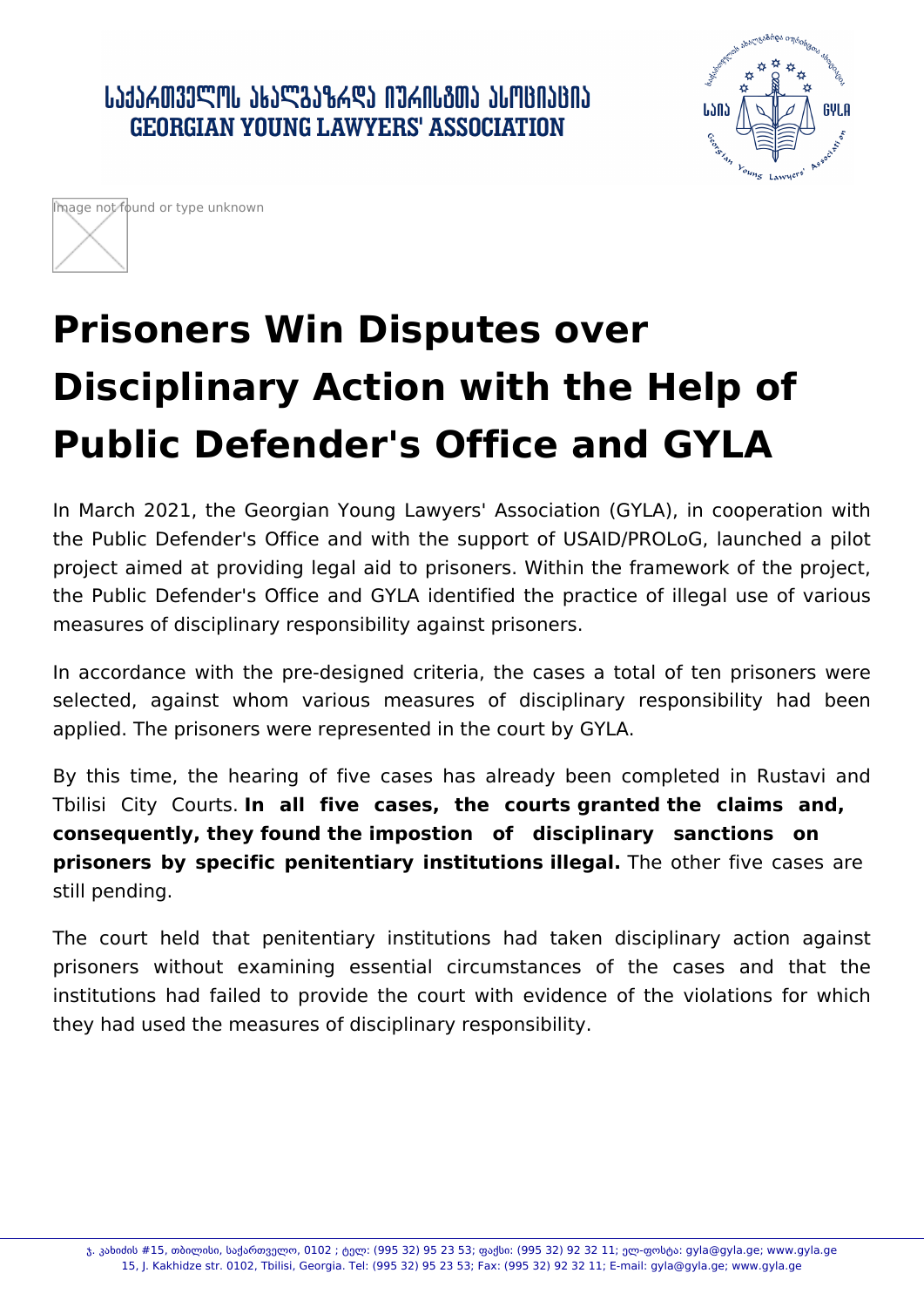საქართველოს ახალგაზრდა იურისტთა ასოციაცია
GEORGIAN YOUNG LAWYERS' ASSOCIATION

Image not found or type unknown

# Prisoners Win Disputes over Disciplinary Action with the Help of Public Defender's Office and GYLA

In March 2021, the Georgian Young Lawyers' Association (GYLA), in cooperation with the Public Defender's Office and with the support of USAID/PROLoG, launched a pilot project aimed at providing legal aid to prisoners. Within the framework of the project, the Public Defender's Office and GYLA identified the practice of illegal use of various measures of disciplinary responsibility against prisoners.

In accordance with the pre-designed criteria, the cases a total of ten prisoners were selected, against whom various measures of disciplinary responsibility had been applied. The prisoners were represented in the court by GYLA.

By this time, the hearing of five cases has already been completed in Rustavi and Tbilisi City Courts. **In all five cases, the courts granted the claims and, consequently, they found the impostion of disciplinary sanctions on prisoners by specific penitentiary institutions illegal.** The other five cases are still pending.

The court held that penitentiary institutions had taken disciplinary action against prisoners without examining essential circumstances of the cases and that the institutions had failed to provide the court with evidence of the violations for which they had used the measures of disciplinary responsibility.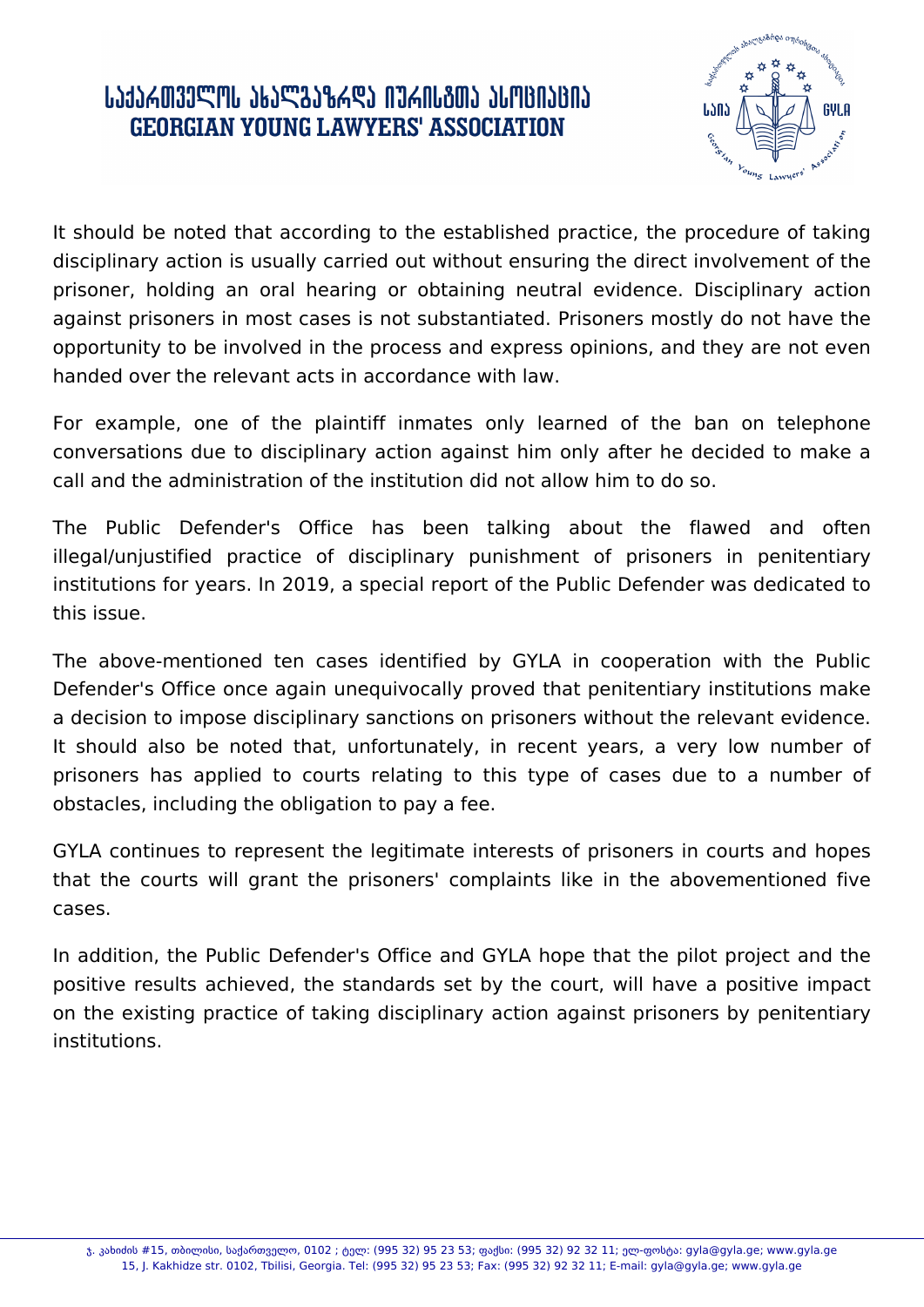It should be noted that according to the established practice, the procedure of taking disciplinary action is usually carried out without ensuring the direct involvement of the prisoner, holding an oral hearing or obtaining neutral evidence. Disciplinary action against prisoners in most cases is not substantiated. Prisoners mostly do not have the opportunity to be involved in the process and express opinions, and they are not even handed over the relevant acts in accordance with law.

For example, one of the plaintiff inmates only learned of the ban on telephone conversations due to disciplinary action against him only after he decided to make a call and the administration of the institution did not allow him to do so.

The Public Defender's Office has been talking about the flawed and often illegal/unjustified practice of disciplinary punishment of prisoners in penitentiary institutions for years. In 2019, a special report of the Public Defender was dedicated to this issue.

The above-mentioned ten cases identified by GYLA in cooperation with the Public Defender's Office once again unequivocally proved that penitentiary institutions make a decision to impose disciplinary sanctions on prisoners without the relevant evidence. It should also be noted that, unfortunately, in recent years, a very low number of prisoners has applied to courts relating to this type of cases due to a number of obstacles, including the obligation to pay a fee.

GYLA continues to represent the legitimate interests of prisoners in courts and hopes that the courts will grant the prisoners' complaints like in the abovementioned five cases.

In addition, the Public Defender's Office and GYLA hope that the pilot project and the positive results achieved, the standards set by the court, will have a positive impact on the existing practice of taking disciplinary action against prisoners by penitentiary institutions.